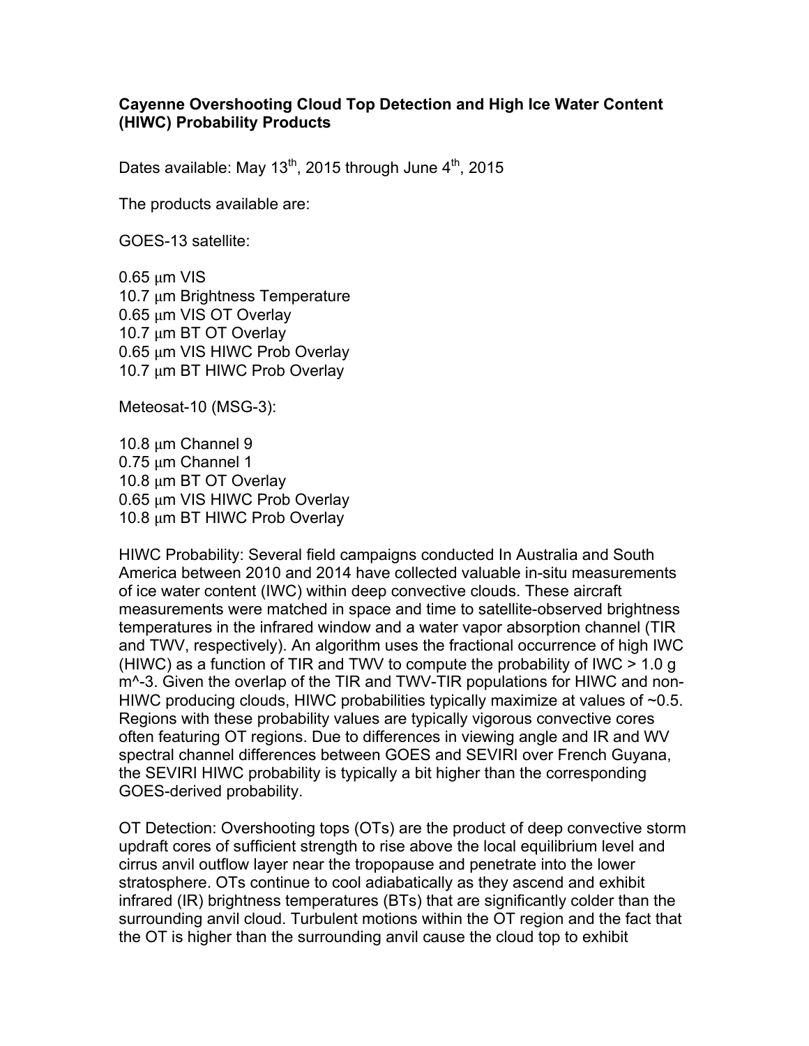**Cayenne Overshooting Cloud Top Detection and High Ice Water Content (HIWC) Probability Products**

Dates available: May 13th, 2015 through June 4th, 2015

The products available are:

GOES-13 satellite:

0.65 μm VIS
10.7 μm Brightness Temperature
0.65 μm VIS OT Overlay
10.7 μm BT OT Overlay
0.65 μm VIS HIWC Prob Overlay
10.7 μm BT HIWC Prob Overlay

Meteosat-10 (MSG-3):

10.8 μm Channel 9
0.75 μm Channel 1
10.8 μm BT OT Overlay
0.65 μm VIS HIWC Prob Overlay
10.8 μm BT HIWC Prob Overlay

HIWC Probability: Several field campaigns conducted In Australia and South America between 2010 and 2014 have collected valuable in-situ measurements of ice water content (IWC) within deep convective clouds. These aircraft measurements were matched in space and time to satellite-observed brightness temperatures in the infrared window and a water vapor absorption channel (TIR and TWV, respectively). An algorithm uses the fractional occurrence of high IWC (HIWC) as a function of TIR and TWV to compute the probability of IWC > 1.0 g m^-3. Given the overlap of the TIR and TWV-TIR populations for HIWC and non-HIWC producing clouds, HIWC probabilities typically maximize at values of ~0.5. Regions with these probability values are typically vigorous convective cores often featuring OT regions. Due to differences in viewing angle and IR and WV spectral channel differences between GOES and SEVIRI over French Guyana, the SEVIRI HIWC probability is typically a bit higher than the corresponding GOES-derived probability.

OT Detection: Overshooting tops (OTs) are the product of deep convective storm updraft cores of sufficient strength to rise above the local equilibrium level and cirrus anvil outflow layer near the tropopause and penetrate into the lower stratosphere. OTs continue to cool adiabatically as they ascend and exhibit infrared (IR) brightness temperatures (BTs) that are significantly colder than the surrounding anvil cloud. Turbulent motions within the OT region and the fact that the OT is higher than the surrounding anvil cause the cloud top to exhibit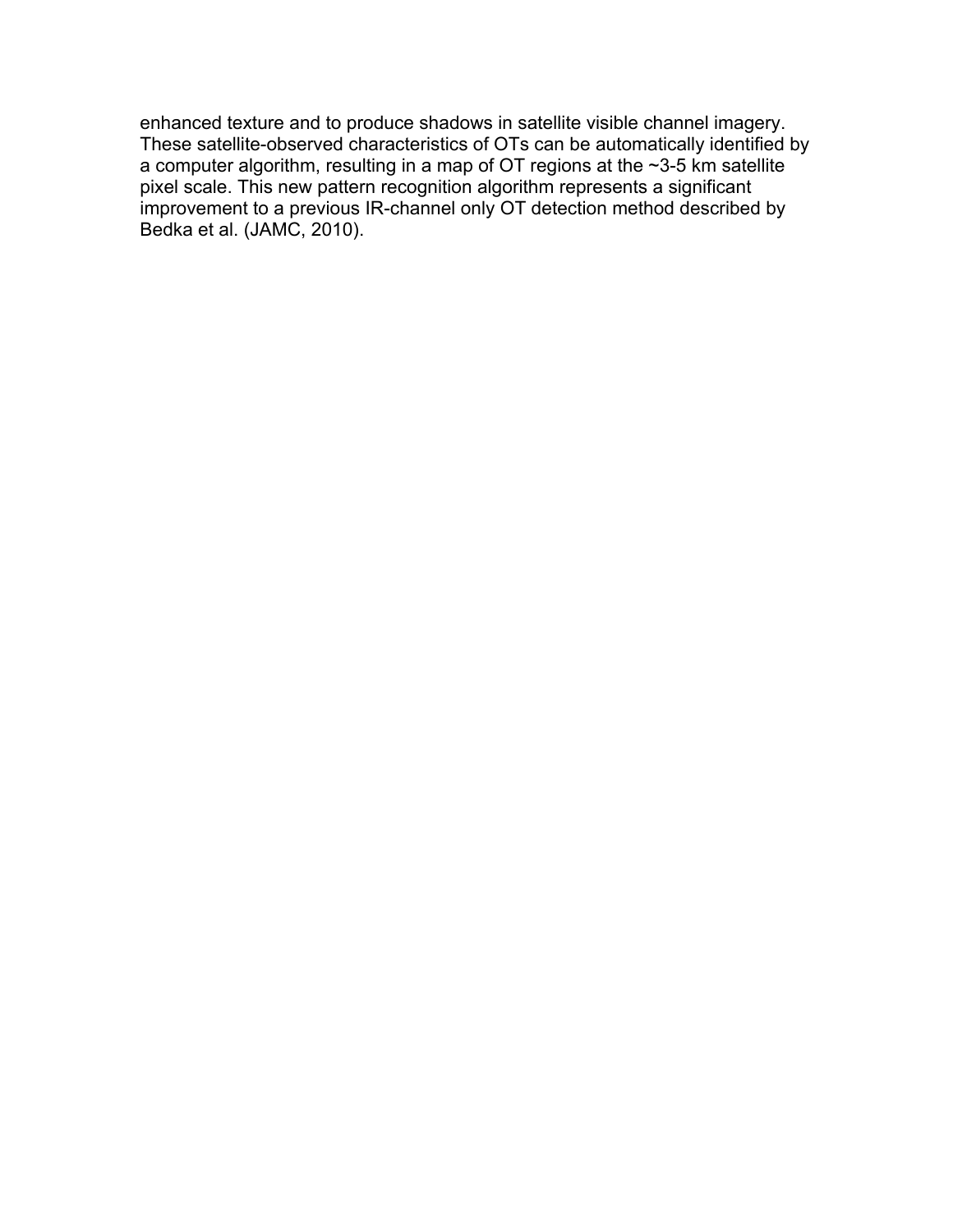enhanced texture and to produce shadows in satellite visible channel imagery. These satellite-observed characteristics of OTs can be automatically identified by a computer algorithm, resulting in a map of OT regions at the ~3-5 km satellite pixel scale. This new pattern recognition algorithm represents a significant improvement to a previous IR-channel only OT detection method described by Bedka et al. (JAMC, 2010).